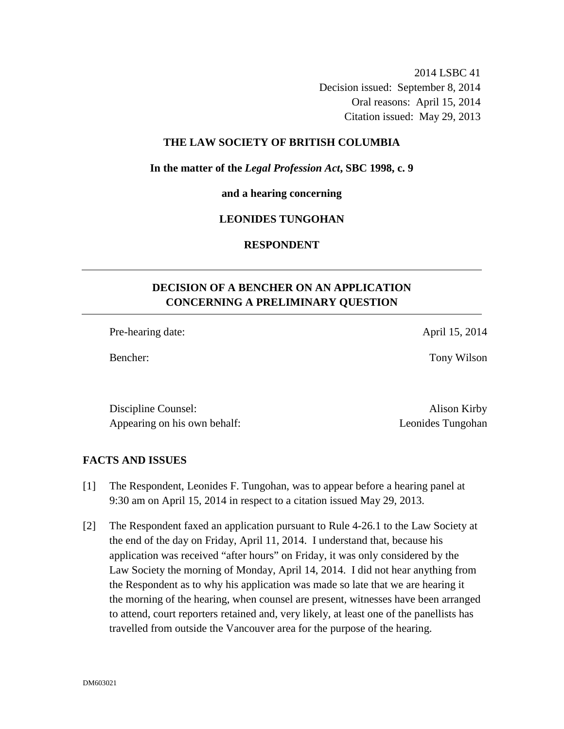2014 LSBC 41
Decision issued: September 8, 2014
Oral reasons: April 15, 2014
Citation issued: May 29, 2013

**THE LAW SOCIETY OF BRITISH COLUMBIA**

**In the matter of the *Legal Profession Act*, SBC 1998, c. 9**

**and a hearing concerning**

**LEONIDES TUNGOHAN**

**RESPONDENT**

---

## DECISION OF A BENCHER ON AN APPLICATION CONCERNING A PRELIMINARY QUESTION

---

| | |
|---|---|
| Pre-hearing date: | April 15, 2014 |
| Bencher: | Tony Wilson |

| | |
|---|---|
| Discipline Counsel: | Alison Kirby |
| Appearing on his own behalf: | Leonides Tungohan |

## FACTS AND ISSUES

[1] The Respondent, Leonides F. Tungohan, was to appear before a hearing panel at 9:30 am on April 15, 2014 in respect to a citation issued May 29, 2013.

[2] The Respondent faxed an application pursuant to Rule 4-26.1 to the Law Society at the end of the day on Friday, April 11, 2014. I understand that, because his application was received "after hours" on Friday, it was only considered by the Law Society the morning of Monday, April 14, 2014. I did not hear anything from the Respondent as to why his application was made so late that we are hearing it the morning of the hearing, when counsel are present, witnesses have been arranged to attend, court reporters retained and, very likely, at least one of the panellists has travelled from outside the Vancouver area for the purpose of the hearing.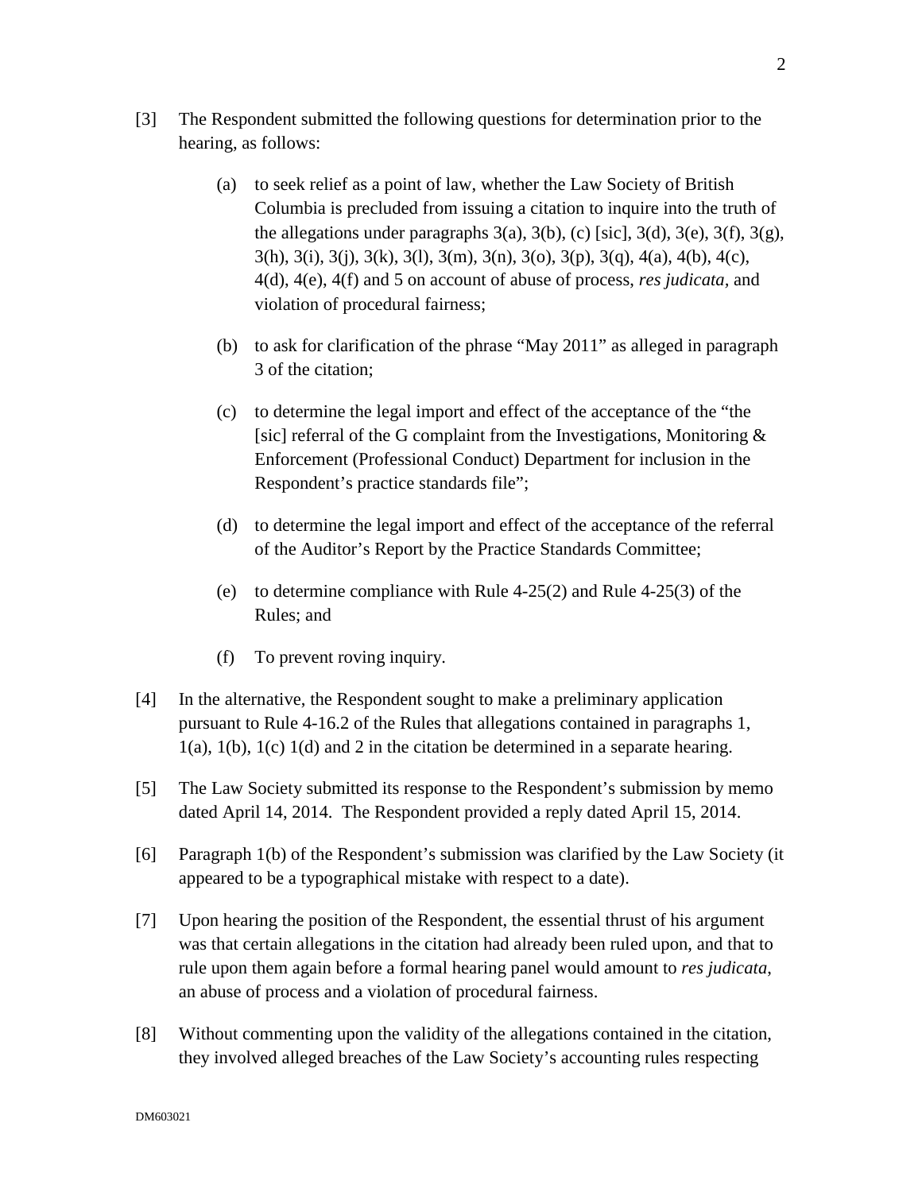[3] The Respondent submitted the following questions for determination prior to the hearing, as follows:

(a) to seek relief as a point of law, whether the Law Society of British Columbia is precluded from issuing a citation to inquire into the truth of the allegations under paragraphs 3(a), 3(b), (c) [sic], 3(d), 3(e), 3(f), 3(g), 3(h), 3(i), 3(j), 3(k), 3(l), 3(m), 3(n), 3(o), 3(p), 3(q), 4(a), 4(b), 4(c), 4(d), 4(e), 4(f) and 5 on account of abuse of process, *res judicata*, and violation of procedural fairness;

(b) to ask for clarification of the phrase "May 2011" as alleged in paragraph 3 of the citation;

(c) to determine the legal import and effect of the acceptance of the "the [sic] referral of the G complaint from the Investigations, Monitoring & Enforcement (Professional Conduct) Department for inclusion in the Respondent's practice standards file";

(d) to determine the legal import and effect of the acceptance of the referral of the Auditor's Report by the Practice Standards Committee;

(e) to determine compliance with Rule 4-25(2) and Rule 4-25(3) of the Rules; and

(f) To prevent roving inquiry.

[4] In the alternative, the Respondent sought to make a preliminary application pursuant to Rule 4-16.2 of the Rules that allegations contained in paragraphs 1, 1(a), 1(b), 1(c) 1(d) and 2 in the citation be determined in a separate hearing.

[5] The Law Society submitted its response to the Respondent's submission by memo dated April 14, 2014. The Respondent provided a reply dated April 15, 2014.

[6] Paragraph 1(b) of the Respondent's submission was clarified by the Law Society (it appeared to be a typographical mistake with respect to a date).

[7] Upon hearing the position of the Respondent, the essential thrust of his argument was that certain allegations in the citation had already been ruled upon, and that to rule upon them again before a formal hearing panel would amount to *res judicata*, an abuse of process and a violation of procedural fairness.

[8] Without commenting upon the validity of the allegations contained in the citation, they involved alleged breaches of the Law Society's accounting rules respecting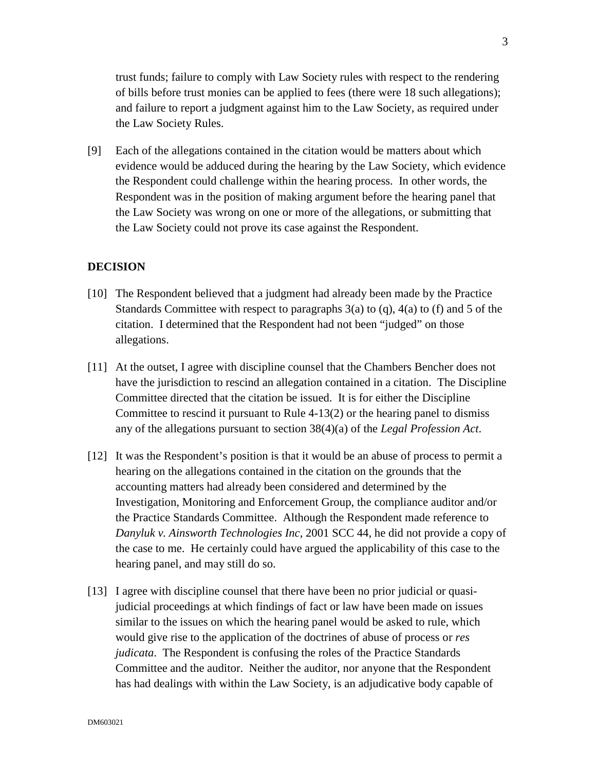trust funds; failure to comply with Law Society rules with respect to the rendering of bills before trust monies can be applied to fees (there were 18 such allegations); and failure to report a judgment against him to the Law Society, as required under the Law Society Rules.

[9] Each of the allegations contained in the citation would be matters about which evidence would be adduced during the hearing by the Law Society, which evidence the Respondent could challenge within the hearing process. In other words, the Respondent was in the position of making argument before the hearing panel that the Law Society was wrong on one or more of the allegations, or submitting that the Law Society could not prove its case against the Respondent.

## DECISION

[10] The Respondent believed that a judgment had already been made by the Practice Standards Committee with respect to paragraphs 3(a) to (q), 4(a) to (f) and 5 of the citation. I determined that the Respondent had not been "judged" on those allegations.

[11] At the outset, I agree with discipline counsel that the Chambers Bencher does not have the jurisdiction to rescind an allegation contained in a citation. The Discipline Committee directed that the citation be issued. It is for either the Discipline Committee to rescind it pursuant to Rule 4-13(2) or the hearing panel to dismiss any of the allegations pursuant to section 38(4)(a) of the *Legal Profession Act*.

[12] It was the Respondent's position is that it would be an abuse of process to permit a hearing on the allegations contained in the citation on the grounds that the accounting matters had already been considered and determined by the Investigation, Monitoring and Enforcement Group, the compliance auditor and/or the Practice Standards Committee. Although the Respondent made reference to *Danyluk v. Ainsworth Technologies Inc*, 2001 SCC 44, he did not provide a copy of the case to me. He certainly could have argued the applicability of this case to the hearing panel, and may still do so.

[13] I agree with discipline counsel that there have been no prior judicial or quasi-judicial proceedings at which findings of fact or law have been made on issues similar to the issues on which the hearing panel would be asked to rule, which would give rise to the application of the doctrines of abuse of process or *res judicata*. The Respondent is confusing the roles of the Practice Standards Committee and the auditor. Neither the auditor, nor anyone that the Respondent has had dealings with within the Law Society, is an adjudicative body capable of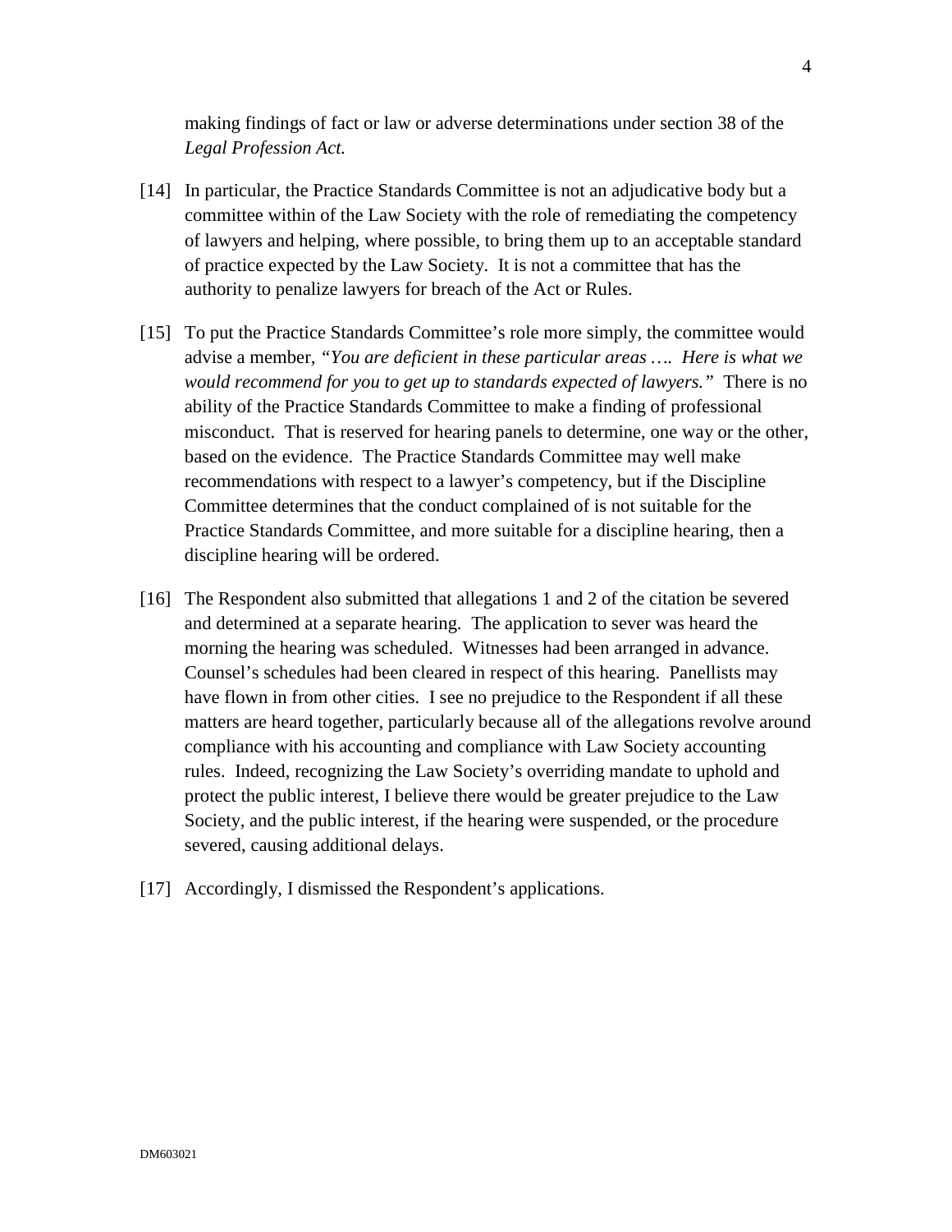making findings of fact or law or adverse determinations under section 38 of the *Legal Profession Act.*

[14] In particular, the Practice Standards Committee is not an adjudicative body but a committee within of the Law Society with the role of remediating the competency of lawyers and helping, where possible, to bring them up to an acceptable standard of practice expected by the Law Society. It is not a committee that has the authority to penalize lawyers for breach of the Act or Rules.

[15] To put the Practice Standards Committee's role more simply, the committee would advise a member, *"You are deficient in these particular areas …. Here is what we would recommend for you to get up to standards expected of lawyers."* There is no ability of the Practice Standards Committee to make a finding of professional misconduct. That is reserved for hearing panels to determine, one way or the other, based on the evidence. The Practice Standards Committee may well make recommendations with respect to a lawyer's competency, but if the Discipline Committee determines that the conduct complained of is not suitable for the Practice Standards Committee, and more suitable for a discipline hearing, then a discipline hearing will be ordered.

[16] The Respondent also submitted that allegations 1 and 2 of the citation be severed and determined at a separate hearing. The application to sever was heard the morning the hearing was scheduled. Witnesses had been arranged in advance. Counsel's schedules had been cleared in respect of this hearing. Panellists may have flown in from other cities. I see no prejudice to the Respondent if all these matters are heard together, particularly because all of the allegations revolve around compliance with his accounting and compliance with Law Society accounting rules. Indeed, recognizing the Law Society's overriding mandate to uphold and protect the public interest, I believe there would be greater prejudice to the Law Society, and the public interest, if the hearing were suspended, or the procedure severed, causing additional delays.

[17] Accordingly, I dismissed the Respondent's applications.

DM603021